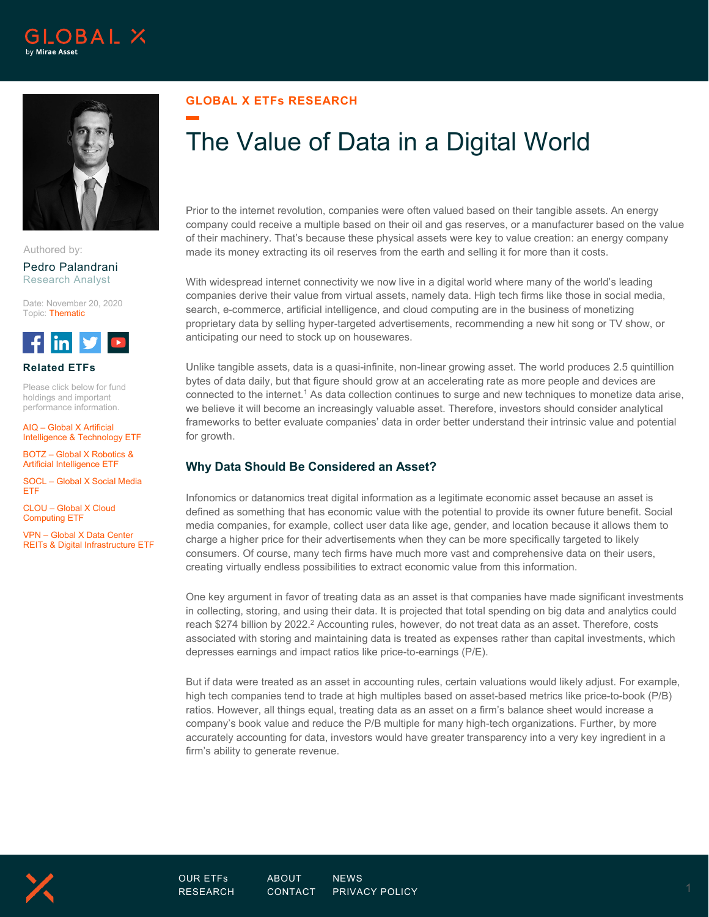GLOBAL X ETFs RESEARCH

# The Value of Data in a Digital World

Authored by:

Pedro Palandrani
Research Analyst

Date: November 20, 2020
Topic: Thematic

**Related ETFs**

Please click below for fund holdings and important performance information.

AIQ – Global X Artificial Intelligence & Technology ETF

BOTZ – Global X Robotics & Artificial Intelligence ETF

SOCL – Global X Social Media ETF

CLOU – Global X Cloud Computing ETF

VPN – Global X Data Center REITs & Digital Infrastructure ETF

Prior to the internet revolution, companies were often valued based on their tangible assets. An energy company could receive a multiple based on their oil and gas reserves, or a manufacturer based on the value of their machinery. That's because these physical assets were key to value creation: an energy company made its money extracting its oil reserves from the earth and selling it for more than it costs.

With widespread internet connectivity we now live in a digital world where many of the world's leading companies derive their value from virtual assets, namely data. High tech firms like those in social media, search, e-commerce, artificial intelligence, and cloud computing are in the business of monetizing proprietary data by selling hyper-targeted advertisements, recommending a new hit song or TV show, or anticipating our need to stock up on housewares.

Unlike tangible assets, data is a quasi-infinite, non-linear growing asset. The world produces 2.5 quintillion bytes of data daily, but that figure should grow at an accelerating rate as more people and devices are connected to the internet.[1] As data collection continues to surge and new techniques to monetize data arise, we believe it will become an increasingly valuable asset. Therefore, investors should consider analytical frameworks to better evaluate companies' data in order better understand their intrinsic value and potential for growth.

## Why Data Should Be Considered an Asset?

Infonomics or datanomics treat digital information as a legitimate economic asset because an asset is defined as something that has economic value with the potential to provide its owner future benefit. Social media companies, for example, collect user data like age, gender, and location because it allows them to charge a higher price for their advertisements when they can be more specifically targeted to likely consumers. Of course, many tech firms have much more vast and comprehensive data on their users, creating virtually endless possibilities to extract economic value from this information.

One key argument in favor of treating data as an asset is that companies have made significant investments in collecting, storing, and using their data. It is projected that total spending on big data and analytics could reach $274 billion by 2022.[2] Accounting rules, however, do not treat data as an asset. Therefore, costs associated with storing and maintaining data is treated as expenses rather than capital investments, which depresses earnings and impact ratios like price-to-earnings (P/E).

But if data were treated as an asset in accounting rules, certain valuations would likely adjust. For example, high tech companies tend to trade at high multiples based on asset-based metrics like price-to-book (P/B) ratios. However, all things equal, treating data as an asset on a firm's balance sheet would increase a company's book value and reduce the P/B multiple for many high-tech organizations. Further, by more accurately accounting for data, investors would have greater transparency into a very key ingredient in a firm's ability to generate revenue.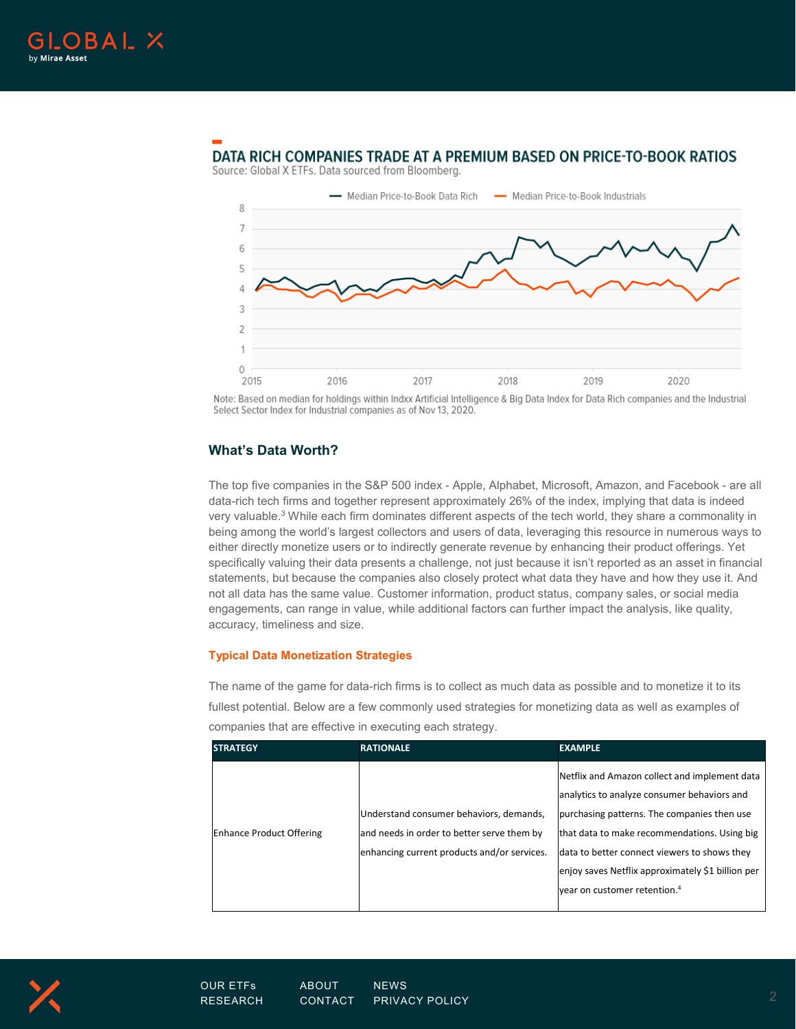## DATA RICH COMPANIES TRADE AT A PREMIUM BASED ON PRICE-TO-BOOK RATIOS

Source: Global X ETFs. Data sourced from Bloomberg.

Note: Based on median for holdings within Indxx Artificial Intelligence & Big Data Index for Data Rich companies and the Industrial Select Sector Index for Industrial companies as of Nov 13, 2020.

### What's Data Worth?

The top five companies in the S&P 500 index - Apple, Alphabet, Microsoft, Amazon, and Facebook - are all data-rich tech firms and together represent approximately 26% of the index, implying that data is indeed very valuable.[3] While each firm dominates different aspects of the tech world, they share a commonality in being among the world's largest collectors and users of data, leveraging this resource in numerous ways to either directly monetize users or to indirectly generate revenue by enhancing their product offerings. Yet specifically valuing their data presents a challenge, not just because it isn't reported as an asset in financial statements, but because the companies also closely protect what data they have and how they use it. And not all data has the same value. Customer information, product status, company sales, or social media engagements, can range in value, while additional factors can further impact the analysis, like quality, accuracy, timeliness and size.

#### Typical Data Monetization Strategies

The name of the game for data-rich firms is to collect as much data as possible and to monetize it to its fullest potential. Below are a few commonly used strategies for monetizing data as well as examples of companies that are effective in executing each strategy.

| STRATEGY | RATIONALE | EXAMPLE |
|---|---|---|
| Enhance Product Offering | Understand consumer behaviors, demands, and needs in order to better serve them by enhancing current products and/or services. | Netflix and Amazon collect and implement data analytics to analyze consumer behaviors and purchasing patterns. The companies then use that data to make recommendations. Using big data to better connect viewers to shows they enjoy saves Netflix approximately $1 billion per year on customer retention.[4] |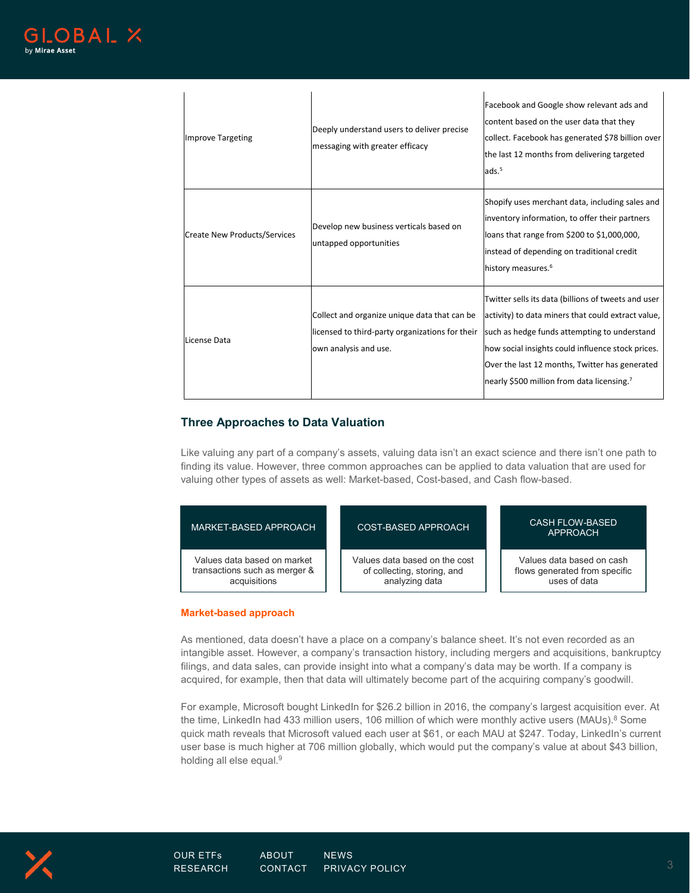| | | |
|---|---|---|
| Improve Targeting | Deeply understand users to deliver precise messaging with greater efficacy | Facebook and Google show relevant ads and content based on the user data that they collect. Facebook has generated $78 billion over the last 12 months from delivering targeted ads.[5] |
| Create New Products/Services | Develop new business verticals based on untapped opportunities | Shopify uses merchant data, including sales and inventory information, to offer their partners loans that range from $200 to $1,000,000, instead of depending on traditional credit history measures.[6] |
| License Data | Collect and organize unique data that can be licensed to third-party organizations for their own analysis and use. | Twitter sells its data (billions of tweets and user activity) to data miners that could extract value, such as hedge funds attempting to understand how social insights could influence stock prices. Over the last 12 months, Twitter has generated nearly $500 million from data licensing.[7] |

## Three Approaches to Data Valuation

Like valuing any part of a company's assets, valuing data isn't an exact science and there isn't one path to finding its value. However, three common approaches can be applied to data valuation that are used for valuing other types of assets as well: Market-based, Cost-based, and Cash flow-based.

| MARKET-BASED APPROACH | COST-BASED APPROACH | CASH FLOW-BASED APPROACH |
|---|---|---|
| Values data based on market transactions such as merger & acquisitions | Values data based on the cost of collecting, storing, and analyzing data | Values data based on cash flows generated from specific uses of data |

### Market-based approach

As mentioned, data doesn't have a place on a company's balance sheet. It's not even recorded as an intangible asset. However, a company's transaction history, including mergers and acquisitions, bankruptcy filings, and data sales, can provide insight into what a company's data may be worth. If a company is acquired, for example, then that data will ultimately become part of the acquiring company's goodwill.

For example, Microsoft bought LinkedIn for $26.2 billion in 2016, the company's largest acquisition ever. At the time, LinkedIn had 433 million users, 106 million of which were monthly active users (MAUs).[8] Some quick math reveals that Microsoft valued each user at $61, or each MAU at $247. Today, LinkedIn's current user base is much higher at 706 million globally, which would put the company's value at about $43 billion, holding all else equal.[9]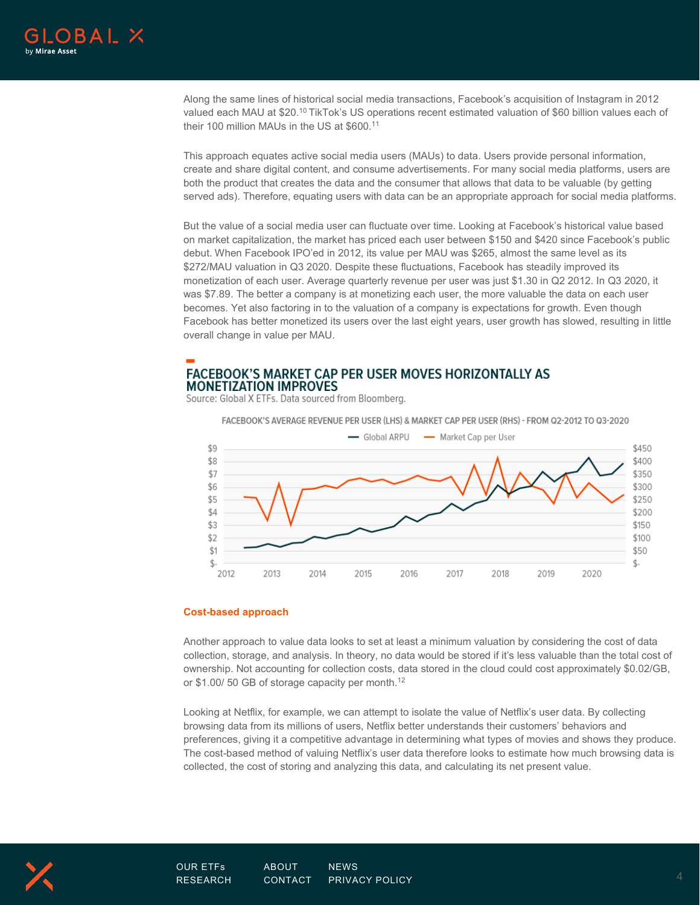Along the same lines of historical social media transactions, Facebook's acquisition of Instagram in 2012 valued each MAU at $20.[10] TikTok's US operations recent estimated valuation of $60 billion values each of their 100 million MAUs in the US at $600.[11]

This approach equates active social media users (MAUs) to data. Users provide personal information, create and share digital content, and consume advertisements. For many social media platforms, users are both the product that creates the data and the consumer that allows that data to be valuable (by getting served ads). Therefore, equating users with data can be an appropriate approach for social media platforms.

But the value of a social media user can fluctuate over time. Looking at Facebook's historical value based on market capitalization, the market has priced each user between $150 and $420 since Facebook's public debut. When Facebook IPO'ed in 2012, its value per MAU was $265, almost the same level as its $272/MAU valuation in Q3 2020. Despite these fluctuations, Facebook has steadily improved its monetization of each user. Average quarterly revenue per user was just $1.30 in Q2 2012. In Q3 2020, it was $7.89. The better a company is at monetizing each user, the more valuable the data on each user becomes. Yet also factoring in to the valuation of a company is expectations for growth. Even though Facebook has better monetized its users over the last eight years, user growth has slowed, resulting in little overall change in value per MAU.

## FACEBOOK'S MARKET CAP PER USER MOVES HORIZONTALLY AS MONETIZATION IMPROVES

Source: Global X ETFs. Data sourced from Bloomberg.

FACEBOOK'S AVERAGE REVENUE PER USER (LHS) & MARKET CAP PER USER (RHS) - FROM Q2-2012 TO Q3-2020

### Cost-based approach

Another approach to value data looks to set at least a minimum valuation by considering the cost of data collection, storage, and analysis. In theory, no data would be stored if it's less valuable than the total cost of ownership. Not accounting for collection costs, data stored in the cloud could cost approximately $0.02/GB, or $1.00/ 50 GB of storage capacity per month.[12]

Looking at Netflix, for example, we can attempt to isolate the value of Netflix's user data. By collecting browsing data from its millions of users, Netflix better understands their customers' behaviors and preferences, giving it a competitive advantage in determining what types of movies and shows they produce. The cost-based method of valuing Netflix's user data therefore looks to estimate how much browsing data is collected, the cost of storing and analyzing this data, and calculating its net present value.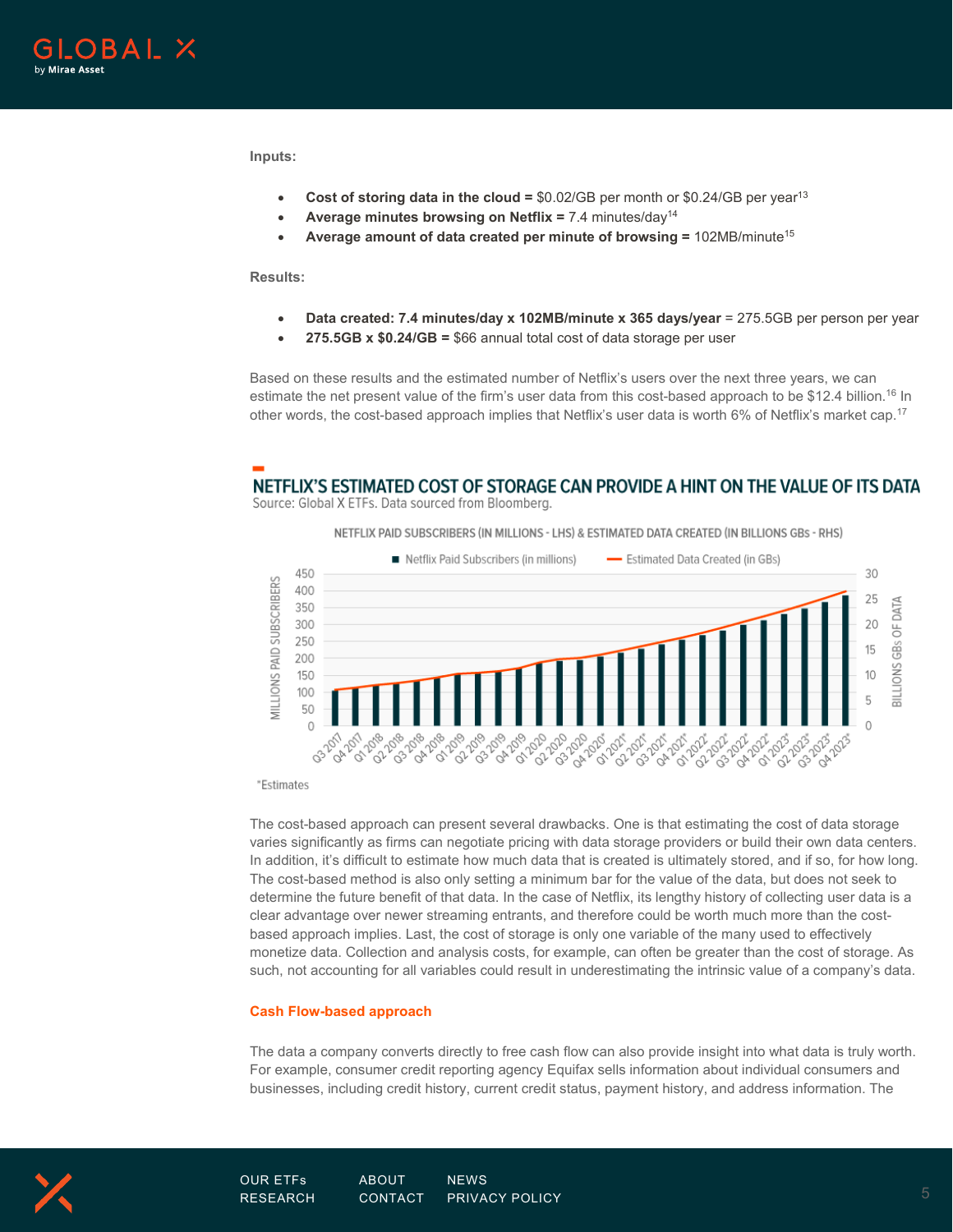**Inputs:**

- **Cost of storing data in the cloud =** $0.02/GB per month or $0.24/GB per year[13]
- **Average minutes browsing on Netflix =** 7.4 minutes/day[14]
- **Average amount of data created per minute of browsing =** 102MB/minute[15]

**Results:**

- **Data created: 7.4 minutes/day x 102MB/minute x 365 days/year** = 275.5GB per person per year
- **275.5GB x $0.24/GB =** $66 annual total cost of data storage per user

Based on these results and the estimated number of Netflix's users over the next three years, we can estimate the net present value of the firm's user data from this cost-based approach to be $12.4 billion.[16] In other words, the cost-based approach implies that Netflix's user data is worth 6% of Netflix's market cap.[17]

## NETFLIX'S ESTIMATED COST OF STORAGE CAN PROVIDE A HINT ON THE VALUE OF ITS DATA

Source: Global X ETFs. Data sourced from Bloomberg.

NETFLIX PAID SUBSCRIBERS (IN MILLIONS - LHS) & ESTIMATED DATA CREATED (IN BILLIONS GBs - RHS)

*Estimates

The cost-based approach can present several drawbacks. One is that estimating the cost of data storage varies significantly as firms can negotiate pricing with data storage providers or build their own data centers. In addition, it's difficult to estimate how much data that is created is ultimately stored, and if so, for how long. The cost-based method is also only setting a minimum bar for the value of the data, but does not seek to determine the future benefit of that data. In the case of Netflix, its lengthy history of collecting user data is a clear advantage over newer streaming entrants, and therefore could be worth much more than the cost-based approach implies. Last, the cost of storage is only one variable of the many used to effectively monetize data. Collection and analysis costs, for example, can often be greater than the cost of storage. As such, not accounting for all variables could result in underestimating the intrinsic value of a company's data.

### Cash Flow-based approach

The data a company converts directly to free cash flow can also provide insight into what data is truly worth. For example, consumer credit reporting agency Equifax sells information about individual consumers and businesses, including credit history, current credit status, payment history, and address information. The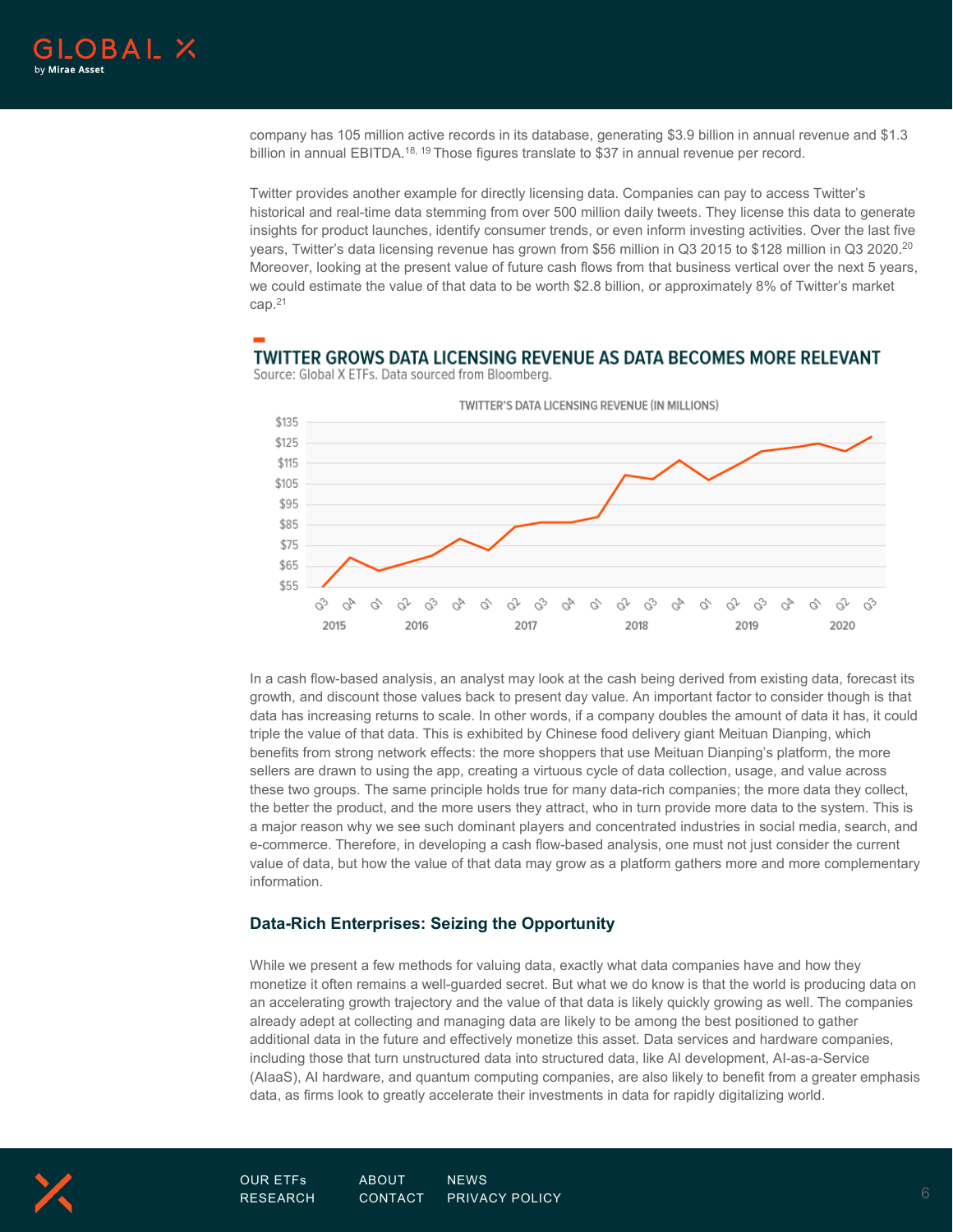company has 105 million active records in its database, generating $3.9 billion in annual revenue and $1.3 billion in annual EBITDA.[18, 19] Those figures translate to $37 in annual revenue per record.

Twitter provides another example for directly licensing data. Companies can pay to access Twitter's historical and real-time data stemming from over 500 million daily tweets. They license this data to generate insights for product launches, identify consumer trends, or even inform investing activities. Over the last five years, Twitter's data licensing revenue has grown from $56 million in Q3 2015 to $128 million in Q3 2020.[20] Moreover, looking at the present value of future cash flows from that business vertical over the next 5 years, we could estimate the value of that data to be worth $2.8 billion, or approximately 8% of Twitter's market cap.[21]

**TWITTER GROWS DATA LICENSING REVENUE AS DATA BECOMES MORE RELEVANT**

Source: Global X ETFs. Data sourced from Bloomberg.

In a cash flow-based analysis, an analyst may look at the cash being derived from existing data, forecast its growth, and discount those values back to present day value. An important factor to consider though is that data has increasing returns to scale. In other words, if a company doubles the amount of data it has, it could triple the value of that data. This is exhibited by Chinese food delivery giant Meituan Dianping, which benefits from strong network effects: the more shoppers that use Meituan Dianping's platform, the more sellers are drawn to using the app, creating a virtuous cycle of data collection, usage, and value across these two groups. The same principle holds true for many data-rich companies; the more data they collect, the better the product, and the more users they attract, who in turn provide more data to the system. This is a major reason why we see such dominant players and concentrated industries in social media, search, and e-commerce. Therefore, in developing a cash flow-based analysis, one must not just consider the current value of data, but how the value of that data may grow as a platform gathers more and more complementary information.

### Data-Rich Enterprises: Seizing the Opportunity

While we present a few methods for valuing data, exactly what data companies have and how they monetize it often remains a well-guarded secret. But what we do know is that the world is producing data on an accelerating growth trajectory and the value of that data is likely quickly growing as well. The companies already adept at collecting and managing data are likely to be among the best positioned to gather additional data in the future and effectively monetize this asset. Data services and hardware companies, including those that turn unstructured data into structured data, like AI development, AI-as-a-Service (AIaaS), AI hardware, and quantum computing companies, are also likely to benefit from a greater emphasis data, as firms look to greatly accelerate their investments in data for rapidly digitalizing world.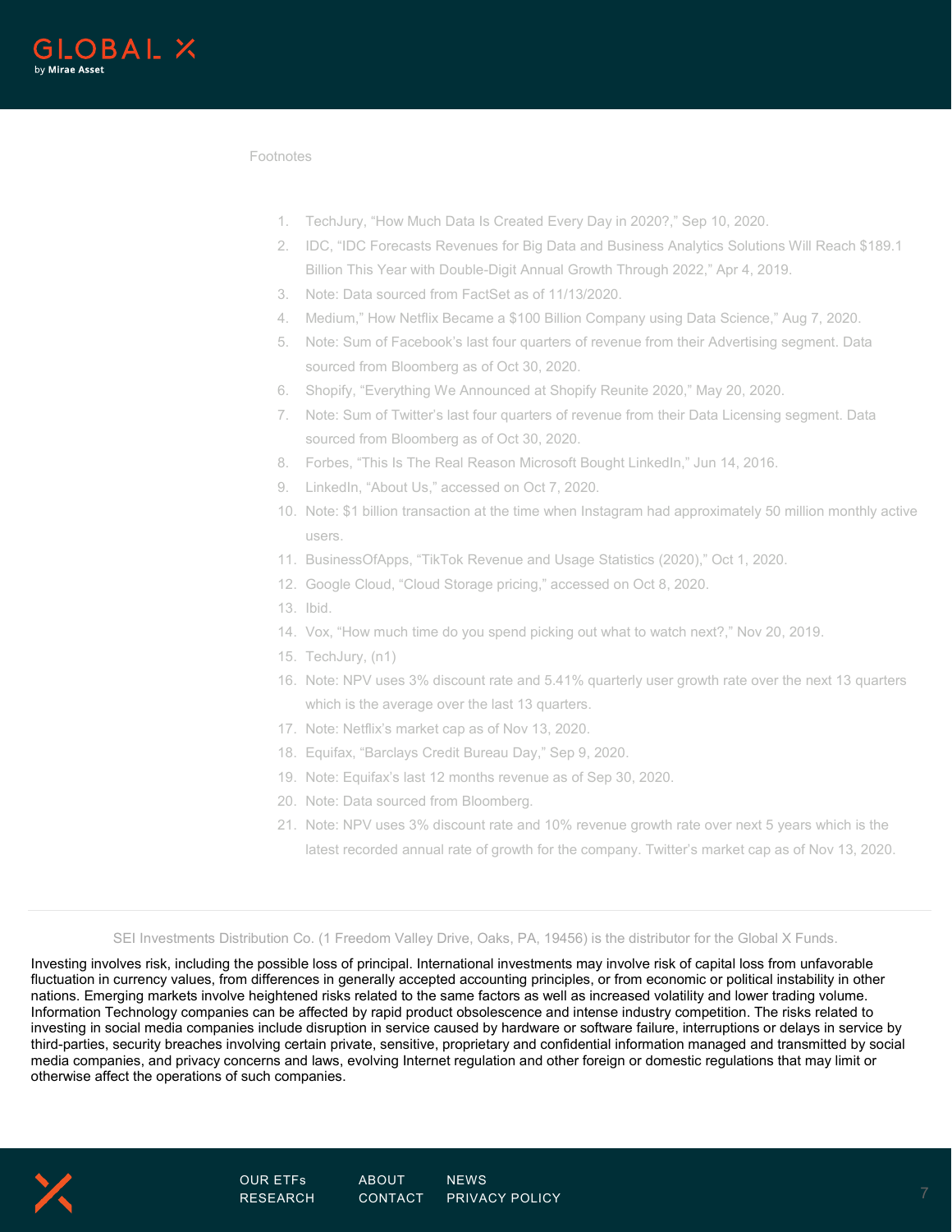Footnotes

1. TechJury, "How Much Data Is Created Every Day in 2020?," Sep 10, 2020.
2. IDC, "IDC Forecasts Revenues for Big Data and Business Analytics Solutions Will Reach $189.1 Billion This Year with Double-Digit Annual Growth Through 2022," Apr 4, 2019.
3. Note: Data sourced from FactSet as of 11/13/2020.
4. Medium," How Netflix Became a $100 Billion Company using Data Science," Aug 7, 2020.
5. Note: Sum of Facebook's last four quarters of revenue from their Advertising segment. Data sourced from Bloomberg as of Oct 30, 2020.
6. Shopify, "Everything We Announced at Shopify Reunite 2020," May 20, 2020.
7. Note: Sum of Twitter's last four quarters of revenue from their Data Licensing segment. Data sourced from Bloomberg as of Oct 30, 2020.
8. Forbes, "This Is The Real Reason Microsoft Bought LinkedIn," Jun 14, 2016.
9. LinkedIn, "About Us," accessed on Oct 7, 2020.
10. Note: $1 billion transaction at the time when Instagram had approximately 50 million monthly active users.
11. BusinessOfApps, "TikTok Revenue and Usage Statistics (2020)," Oct 1, 2020.
12. Google Cloud, "Cloud Storage pricing," accessed on Oct 8, 2020.
13. Ibid.
14. Vox, "How much time do you spend picking out what to watch next?," Nov 20, 2019.
15. TechJury, (n1)
16. Note: NPV uses 3% discount rate and 5.41% quarterly user growth rate over the next 13 quarters which is the average over the last 13 quarters.
17. Note: Netflix's market cap as of Nov 13, 2020.
18. Equifax, "Barclays Credit Bureau Day," Sep 9, 2020.
19. Note: Equifax's last 12 months revenue as of Sep 30, 2020.
20. Note: Data sourced from Bloomberg.
21. Note: NPV uses 3% discount rate and 10% revenue growth rate over next 5 years which is the latest recorded annual rate of growth for the company. Twitter's market cap as of Nov 13, 2020.

SEI Investments Distribution Co. (1 Freedom Valley Drive, Oaks, PA, 19456) is the distributor for the Global X Funds.

Investing involves risk, including the possible loss of principal. International investments may involve risk of capital loss from unfavorable fluctuation in currency values, from differences in generally accepted accounting principles, or from economic or political instability in other nations. Emerging markets involve heightened risks related to the same factors as well as increased volatility and lower trading volume. Information Technology companies can be affected by rapid product obsolescence and intense industry competition. The risks related to investing in social media companies include disruption in service caused by hardware or software failure, interruptions or delays in service by third-parties, security breaches involving certain private, sensitive, proprietary and confidential information managed and transmitted by social media companies, and privacy concerns and laws, evolving Internet regulation and other foreign or domestic regulations that may limit or otherwise affect the operations of such companies.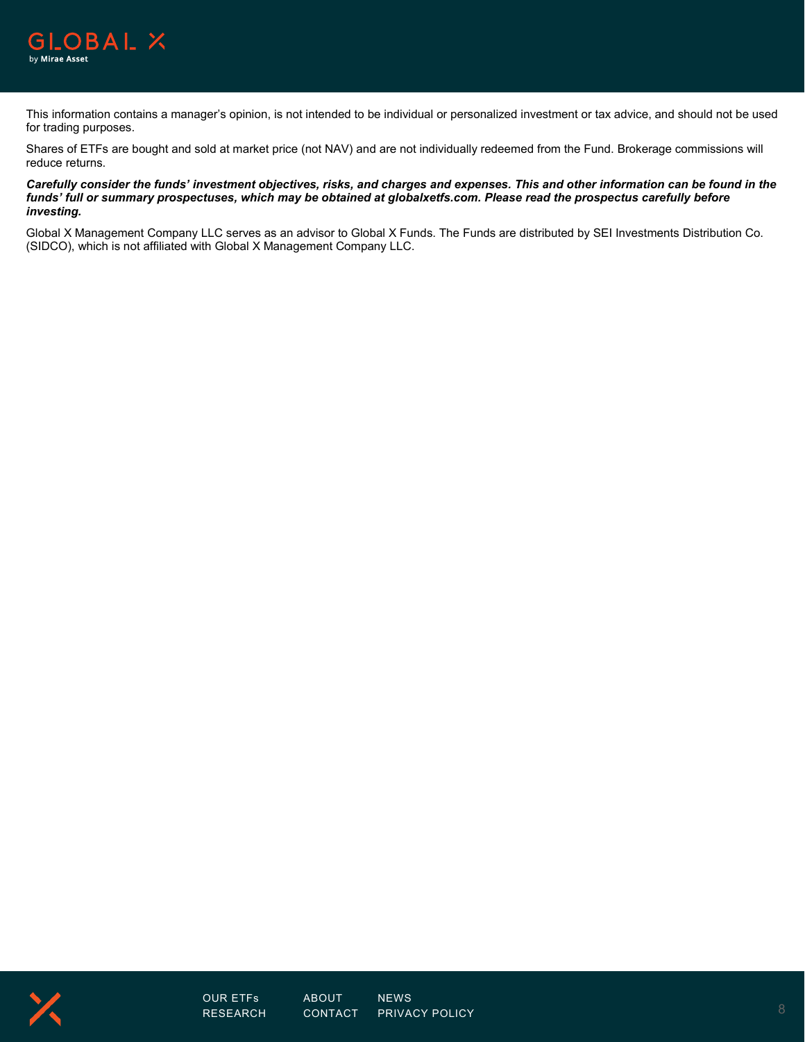This information contains a manager's opinion, is not intended to be individual or personalized investment or tax advice, and should not be used for trading purposes.

Shares of ETFs are bought and sold at market price (not NAV) and are not individually redeemed from the Fund. Brokerage commissions will reduce returns.

***Carefully consider the funds' investment objectives, risks, and charges and expenses. This and other information can be found in the funds' full or summary prospectuses, which may be obtained at globalxetfs.com. Please read the prospectus carefully before investing.***

Global X Management Company LLC serves as an advisor to Global X Funds. The Funds are distributed by SEI Investments Distribution Co. (SIDCO), which is not affiliated with Global X Management Company LLC.